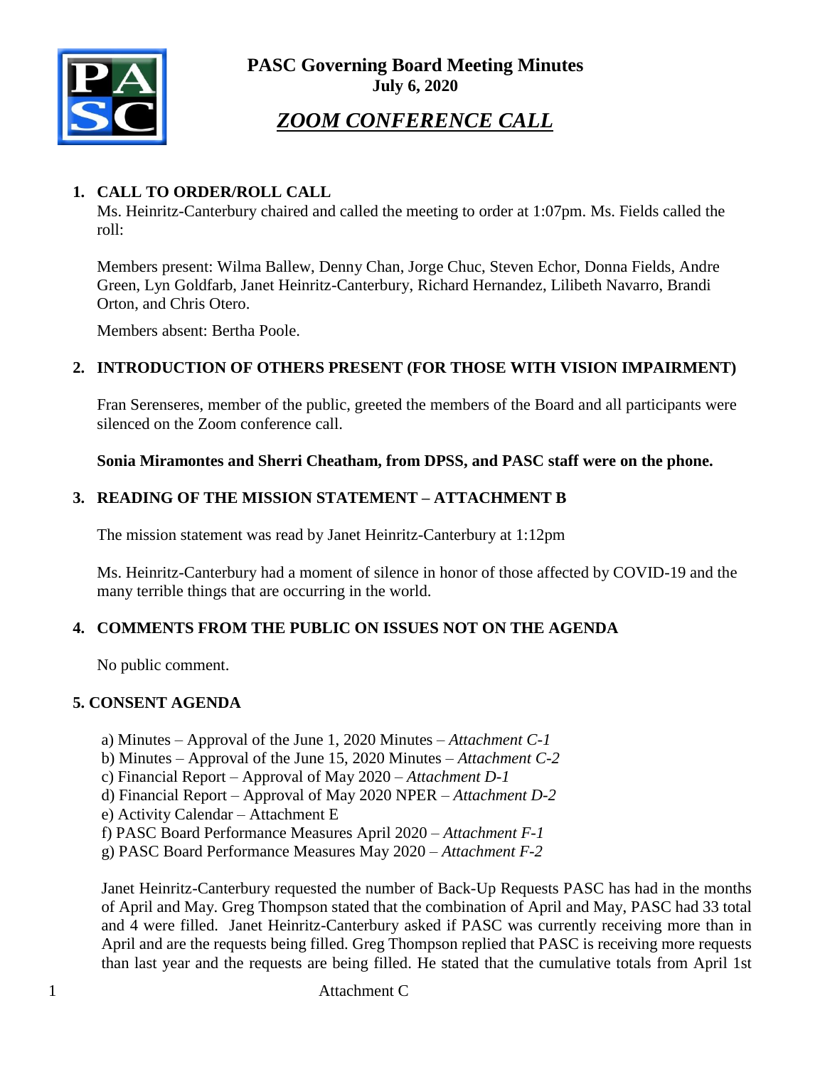# PASC Governing Board Meeting Minutes

**July 6, 2020**

## *ZOOM CONFERENCE CALL*

### 1. CALL TO ORDER/ROLL CALL

Ms. Heinritz-Canterbury chaired and called the meeting to order at 1:07pm. Ms. Fields called the roll:

Members present: Wilma Ballew, Denny Chan, Jorge Chuc, Steven Echor, Donna Fields, Andre Green, Lyn Goldfarb, Janet Heinritz-Canterbury, Richard Hernandez, Lilibeth Navarro, Brandi Orton, and Chris Otero.

Members absent: Bertha Poole.

### 2. INTRODUCTION OF OTHERS PRESENT (FOR THOSE WITH VISION IMPAIRMENT)

Fran Serenseres, member of the public, greeted the members of the Board and all participants were silenced on the Zoom conference call.

**Sonia Miramontes and Sherri Cheatham, from DPSS, and PASC staff were on the phone.**

### 3. READING OF THE MISSION STATEMENT – ATTACHMENT B

The mission statement was read by Janet Heinritz-Canterbury at 1:12pm

Ms. Heinritz-Canterbury had a moment of silence in honor of those affected by COVID-19 and the many terrible things that are occurring in the world.

### 4. COMMENTS FROM THE PUBLIC ON ISSUES NOT ON THE AGENDA

No public comment.

### 5. CONSENT AGENDA

a) Minutes – Approval of the June 1, 2020 Minutes – *Attachment C-1*
b) Minutes – Approval of the June 15, 2020 Minutes – *Attachment C-2*
c) Financial Report – Approval of May 2020 – *Attachment D-1*
d) Financial Report – Approval of May 2020 NPER – *Attachment D-2*
e) Activity Calendar – Attachment E
f) PASC Board Performance Measures April 2020 – *Attachment F-1*
g) PASC Board Performance Measures May 2020 – *Attachment F-2*

Janet Heinritz-Canterbury requested the number of Back-Up Requests PASC has had in the months of April and May. Greg Thompson stated that the combination of April and May, PASC had 33 total and 4 were filled. Janet Heinritz-Canterbury asked if PASC was currently receiving more than in April and are the requests being filled. Greg Thompson replied that PASC is receiving more requests than last year and the requests are being filled. He stated that the cumulative totals from April 1st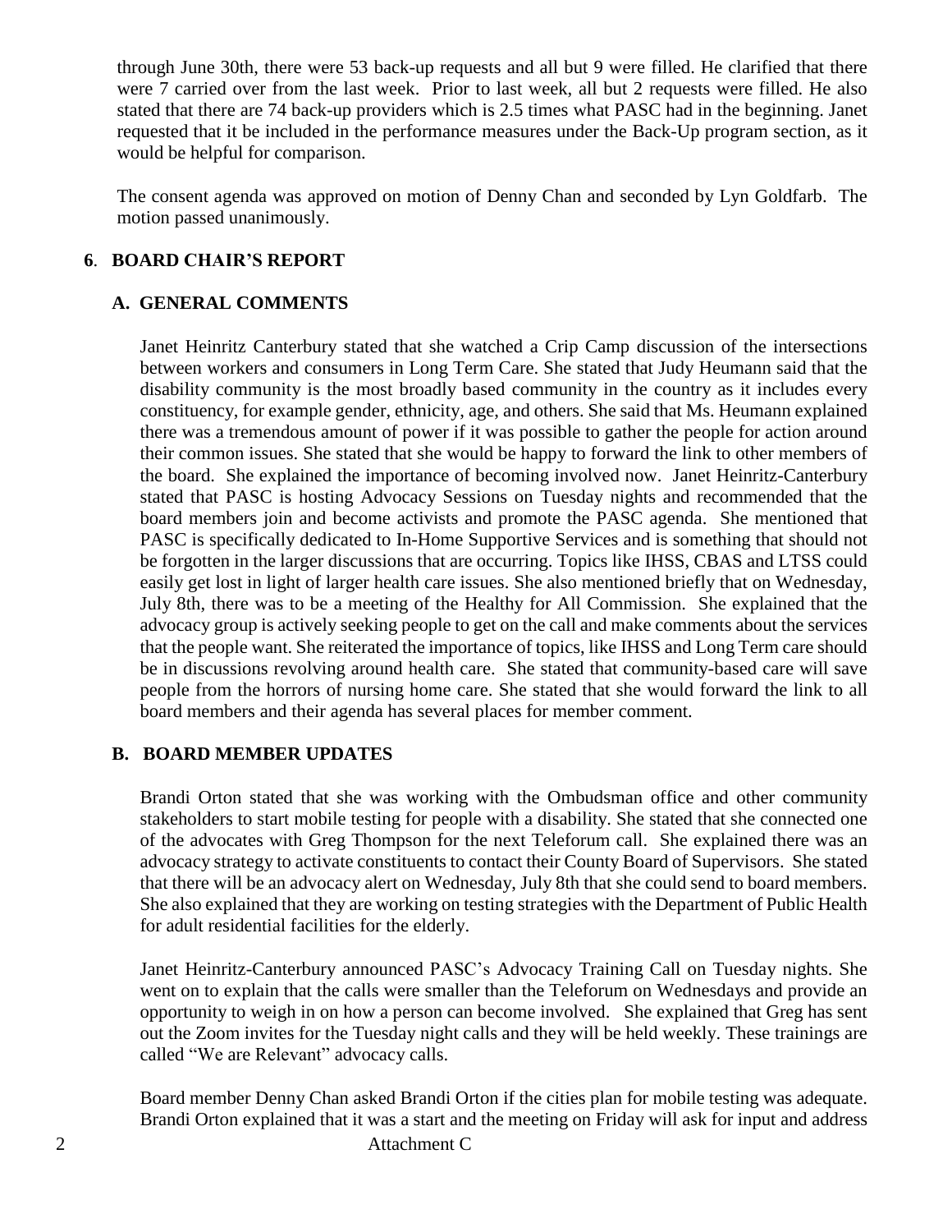through June 30th, there were 53 back-up requests and all but 9 were filled. He clarified that there were 7 carried over from the last week. Prior to last week, all but 2 requests were filled. He also stated that there are 74 back-up providers which is 2.5 times what PASC had in the beginning. Janet requested that it be included in the performance measures under the Back-Up program section, as it would be helpful for comparison.

The consent agenda was approved on motion of Denny Chan and seconded by Lyn Goldfarb. The motion passed unanimously.

## 6. BOARD CHAIR'S REPORT

### A. GENERAL COMMENTS

Janet Heinritz Canterbury stated that she watched a Crip Camp discussion of the intersections between workers and consumers in Long Term Care. She stated that Judy Heumann said that the disability community is the most broadly based community in the country as it includes every constituency, for example gender, ethnicity, age, and others. She said that Ms. Heumann explained there was a tremendous amount of power if it was possible to gather the people for action around their common issues. She stated that she would be happy to forward the link to other members of the board. She explained the importance of becoming involved now. Janet Heinritz-Canterbury stated that PASC is hosting Advocacy Sessions on Tuesday nights and recommended that the board members join and become activists and promote the PASC agenda. She mentioned that PASC is specifically dedicated to In-Home Supportive Services and is something that should not be forgotten in the larger discussions that are occurring. Topics like IHSS, CBAS and LTSS could easily get lost in light of larger health care issues. She also mentioned briefly that on Wednesday, July 8th, there was to be a meeting of the Healthy for All Commission. She explained that the advocacy group is actively seeking people to get on the call and make comments about the services that the people want. She reiterated the importance of topics, like IHSS and Long Term care should be in discussions revolving around health care. She stated that community-based care will save people from the horrors of nursing home care. She stated that she would forward the link to all board members and their agenda has several places for member comment.

### B. BOARD MEMBER UPDATES

Brandi Orton stated that she was working with the Ombudsman office and other community stakeholders to start mobile testing for people with a disability. She stated that she connected one of the advocates with Greg Thompson for the next Teleforum call. She explained there was an advocacy strategy to activate constituents to contact their County Board of Supervisors. She stated that there will be an advocacy alert on Wednesday, July 8th that she could send to board members. She also explained that they are working on testing strategies with the Department of Public Health for adult residential facilities for the elderly.

Janet Heinritz-Canterbury announced PASC's Advocacy Training Call on Tuesday nights. She went on to explain that the calls were smaller than the Teleforum on Wednesdays and provide an opportunity to weigh in on how a person can become involved. She explained that Greg has sent out the Zoom invites for the Tuesday night calls and they will be held weekly. These trainings are called "We are Relevant" advocacy calls.

Board member Denny Chan asked Brandi Orton if the cities plan for mobile testing was adequate. Brandi Orton explained that it was a start and the meeting on Friday will ask for input and address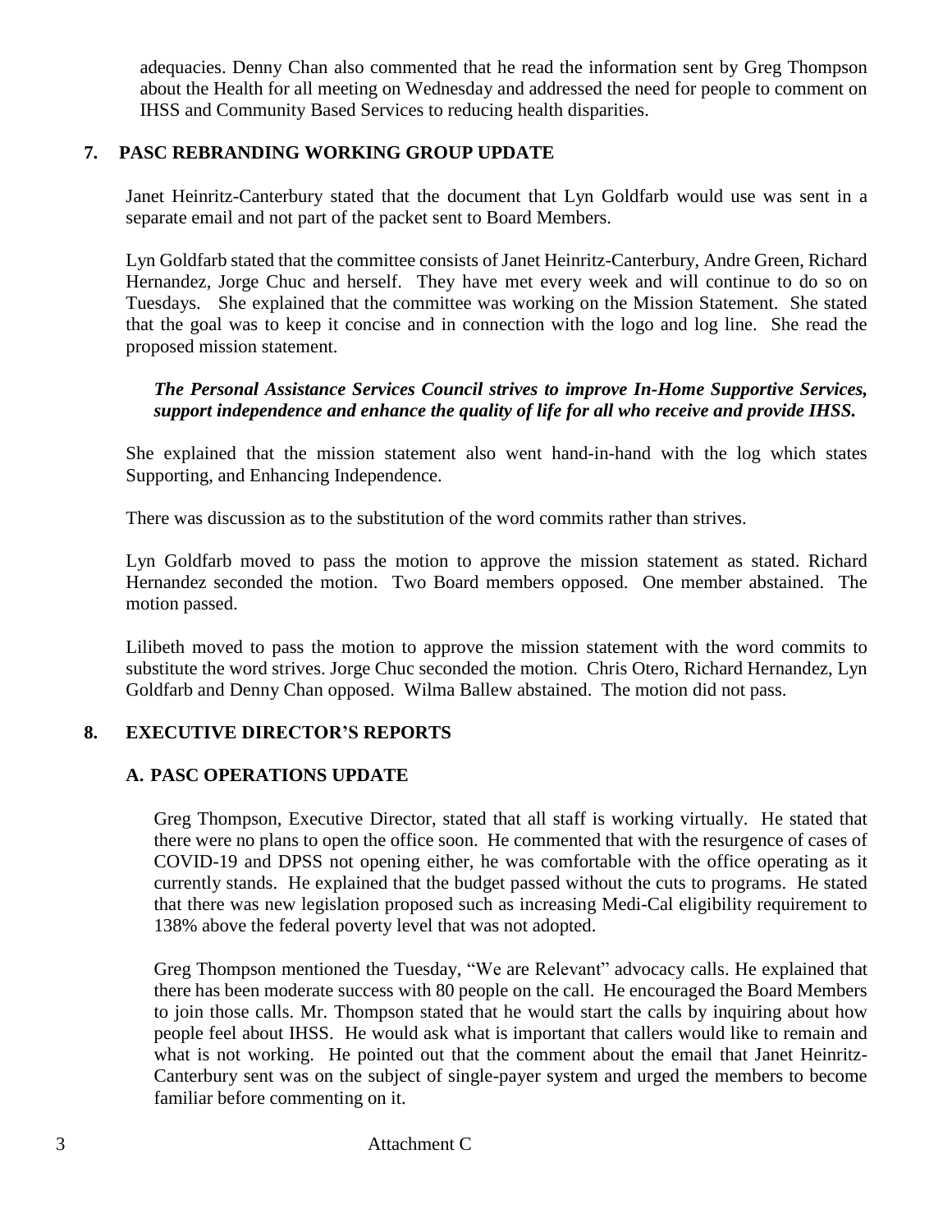adequacies. Denny Chan also commented that he read the information sent by Greg Thompson about the Health for all meeting on Wednesday and addressed the need for people to comment on IHSS and Community Based Services to reducing health disparities.

## 7. PASC REBRANDING WORKING GROUP UPDATE

Janet Heinritz-Canterbury stated that the document that Lyn Goldfarb would use was sent in a separate email and not part of the packet sent to Board Members.

Lyn Goldfarb stated that the committee consists of Janet Heinritz-Canterbury, Andre Green, Richard Hernandez, Jorge Chuc and herself. They have met every week and will continue to do so on Tuesdays. She explained that the committee was working on the Mission Statement. She stated that the goal was to keep it concise and in connection with the logo and log line. She read the proposed mission statement.

***The Personal Assistance Services Council strives to improve In-Home Supportive Services, support independence and enhance the quality of life for all who receive and provide IHSS.***

She explained that the mission statement also went hand-in-hand with the log which states Supporting, and Enhancing Independence.

There was discussion as to the substitution of the word commits rather than strives.

Lyn Goldfarb moved to pass the motion to approve the mission statement as stated. Richard Hernandez seconded the motion. Two Board members opposed. One member abstained. The motion passed.

Lilibeth moved to pass the motion to approve the mission statement with the word commits to substitute the word strives. Jorge Chuc seconded the motion. Chris Otero, Richard Hernandez, Lyn Goldfarb and Denny Chan opposed. Wilma Ballew abstained. The motion did not pass.

## 8. EXECUTIVE DIRECTOR'S REPORTS

### A. PASC OPERATIONS UPDATE

Greg Thompson, Executive Director, stated that all staff is working virtually. He stated that there were no plans to open the office soon. He commented that with the resurgence of cases of COVID-19 and DPSS not opening either, he was comfortable with the office operating as it currently stands. He explained that the budget passed without the cuts to programs. He stated that there was new legislation proposed such as increasing Medi-Cal eligibility requirement to 138% above the federal poverty level that was not adopted.

Greg Thompson mentioned the Tuesday, "We are Relevant" advocacy calls. He explained that there has been moderate success with 80 people on the call. He encouraged the Board Members to join those calls. Mr. Thompson stated that he would start the calls by inquiring about how people feel about IHSS. He would ask what is important that callers would like to remain and what is not working. He pointed out that the comment about the email that Janet Heinritz-Canterbury sent was on the subject of single-payer system and urged the members to become familiar before commenting on it.

Attachment C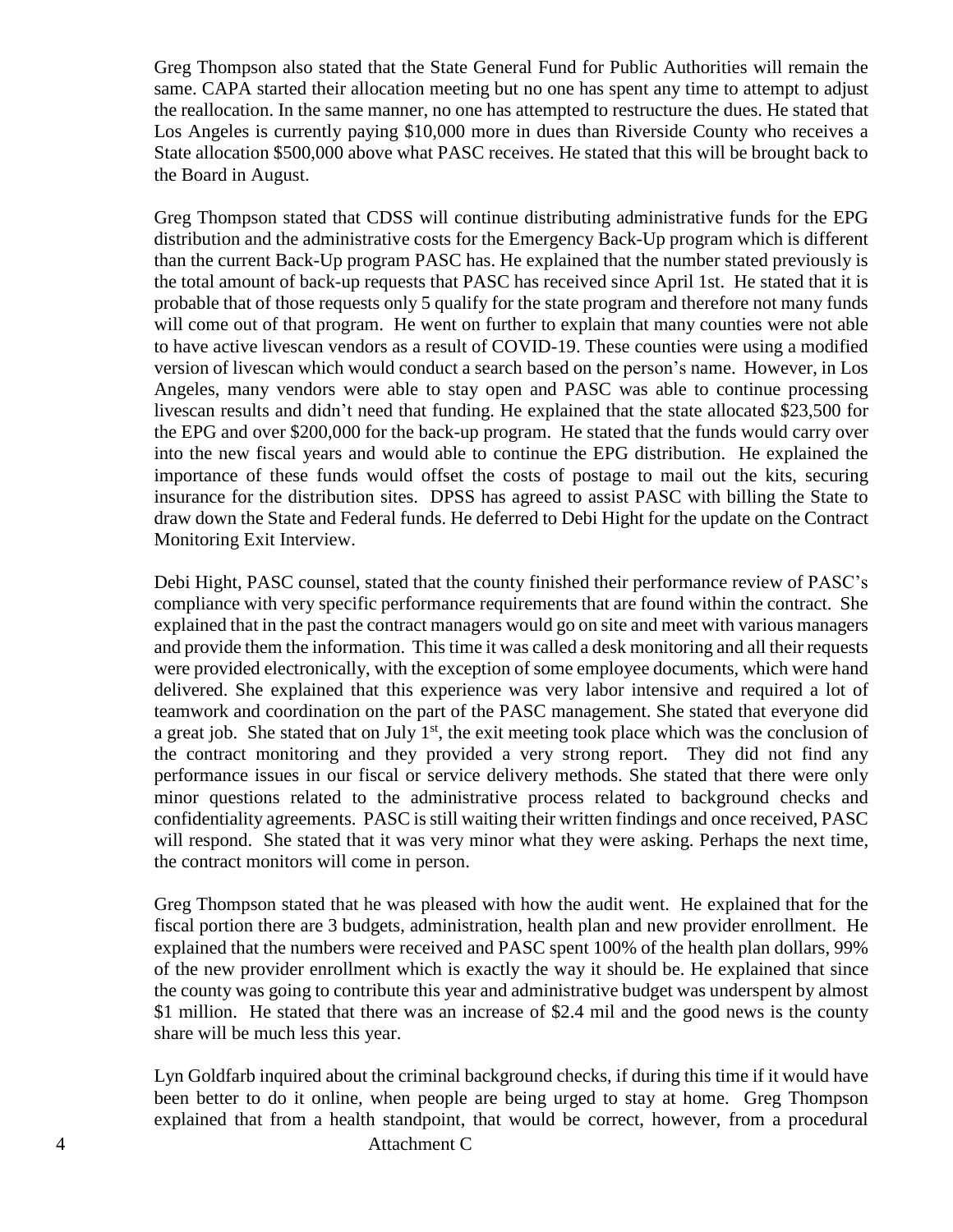Greg Thompson also stated that the State General Fund for Public Authorities will remain the same. CAPA started their allocation meeting but no one has spent any time to attempt to adjust the reallocation. In the same manner, no one has attempted to restructure the dues. He stated that Los Angeles is currently paying $10,000 more in dues than Riverside County who receives a State allocation $500,000 above what PASC receives. He stated that this will be brought back to the Board in August.

Greg Thompson stated that CDSS will continue distributing administrative funds for the EPG distribution and the administrative costs for the Emergency Back-Up program which is different than the current Back-Up program PASC has. He explained that the number stated previously is the total amount of back-up requests that PASC has received since April 1st. He stated that it is probable that of those requests only 5 qualify for the state program and therefore not many funds will come out of that program. He went on further to explain that many counties were not able to have active livescan vendors as a result of COVID-19. These counties were using a modified version of livescan which would conduct a search based on the person's name. However, in Los Angeles, many vendors were able to stay open and PASC was able to continue processing livescan results and didn't need that funding. He explained that the state allocated $23,500 for the EPG and over $200,000 for the back-up program. He stated that the funds would carry over into the new fiscal years and would able to continue the EPG distribution. He explained the importance of these funds would offset the costs of postage to mail out the kits, securing insurance for the distribution sites. DPSS has agreed to assist PASC with billing the State to draw down the State and Federal funds. He deferred to Debi Hight for the update on the Contract Monitoring Exit Interview.

Debi Hight, PASC counsel, stated that the county finished their performance review of PASC's compliance with very specific performance requirements that are found within the contract. She explained that in the past the contract managers would go on site and meet with various managers and provide them the information. This time it was called a desk monitoring and all their requests were provided electronically, with the exception of some employee documents, which were hand delivered. She explained that this experience was very labor intensive and required a lot of teamwork and coordination on the part of the PASC management. She stated that everyone did a great job. She stated that on July 1st, the exit meeting took place which was the conclusion of the contract monitoring and they provided a very strong report. They did not find any performance issues in our fiscal or service delivery methods. She stated that there were only minor questions related to the administrative process related to background checks and confidentiality agreements. PASC is still waiting their written findings and once received, PASC will respond. She stated that it was very minor what they were asking. Perhaps the next time, the contract monitors will come in person.

Greg Thompson stated that he was pleased with how the audit went. He explained that for the fiscal portion there are 3 budgets, administration, health plan and new provider enrollment. He explained that the numbers were received and PASC spent 100% of the health plan dollars, 99% of the new provider enrollment which is exactly the way it should be. He explained that since the county was going to contribute this year and administrative budget was underspent by almost $1 million. He stated that there was an increase of $2.4 mil and the good news is the county share will be much less this year.

Lyn Goldfarb inquired about the criminal background checks, if during this time if it would have been better to do it online, when people are being urged to stay at home. Greg Thompson explained that from a health standpoint, that would be correct, however, from a procedural

Attachment C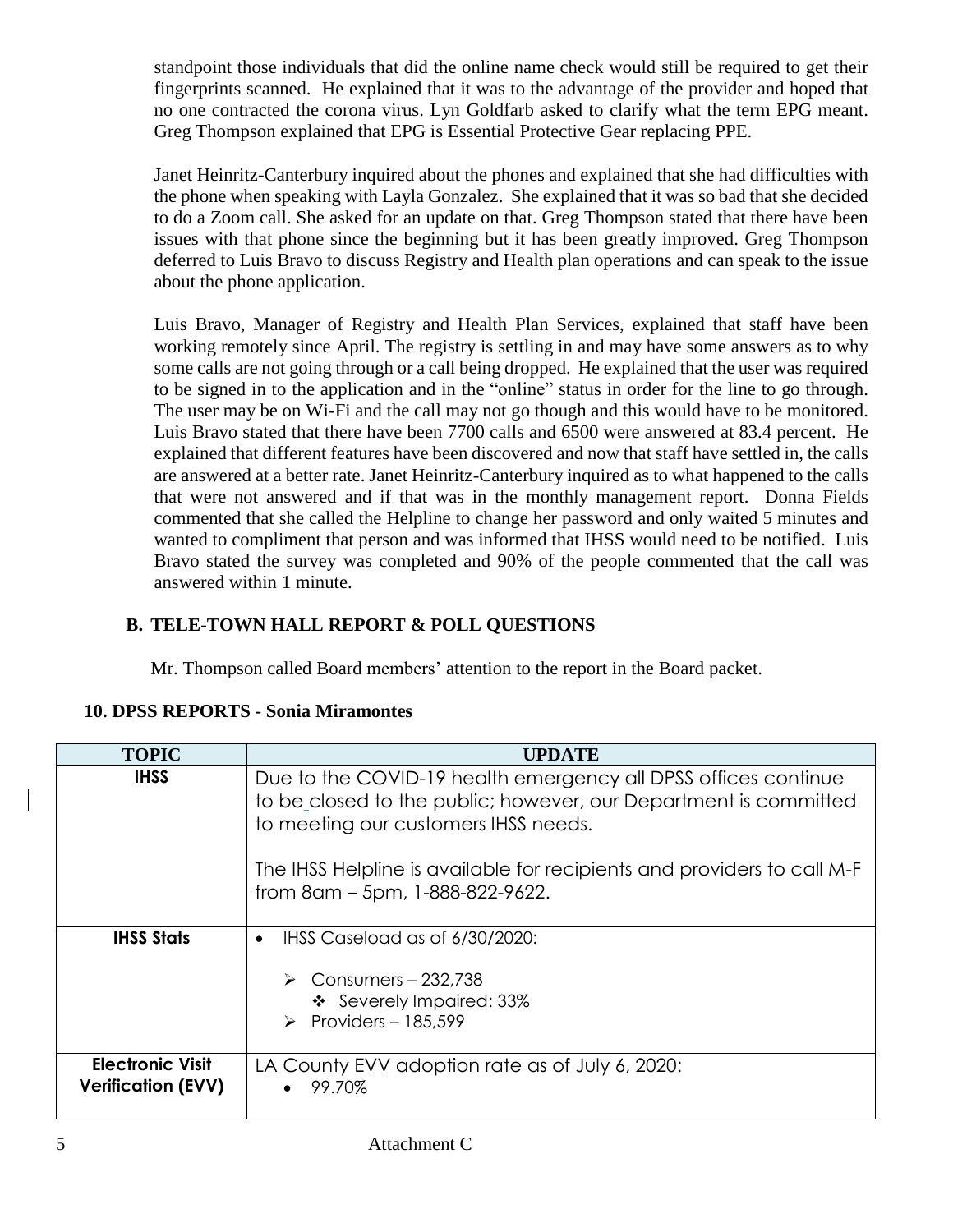standpoint those individuals that did the online name check would still be required to get their fingerprints scanned. He explained that it was to the advantage of the provider and hoped that no one contracted the corona virus. Lyn Goldfarb asked to clarify what the term EPG meant. Greg Thompson explained that EPG is Essential Protective Gear replacing PPE.

Janet Heinritz-Canterbury inquired about the phones and explained that she had difficulties with the phone when speaking with Layla Gonzalez. She explained that it was so bad that she decided to do a Zoom call. She asked for an update on that. Greg Thompson stated that there have been issues with that phone since the beginning but it has been greatly improved. Greg Thompson deferred to Luis Bravo to discuss Registry and Health plan operations and can speak to the issue about the phone application.

Luis Bravo, Manager of Registry and Health Plan Services, explained that staff have been working remotely since April. The registry is settling in and may have some answers as to why some calls are not going through or a call being dropped. He explained that the user was required to be signed in to the application and in the "online" status in order for the line to go through. The user may be on Wi-Fi and the call may not go though and this would have to be monitored. Luis Bravo stated that there have been 7700 calls and 6500 were answered at 83.4 percent. He explained that different features have been discovered and now that staff have settled in, the calls are answered at a better rate. Janet Heinritz-Canterbury inquired as to what happened to the calls that were not answered and if that was in the monthly management report. Donna Fields commented that she called the Helpline to change her password and only waited 5 minutes and wanted to compliment that person and was informed that IHSS would need to be notified. Luis Bravo stated the survey was completed and 90% of the people commented that the call was answered within 1 minute.

## B. TELE-TOWN HALL REPORT & POLL QUESTIONS

Mr. Thompson called Board members' attention to the report in the Board packet.

## 10. DPSS REPORTS - Sonia Miramontes

| TOPIC | UPDATE |
|---|---|
| **IHSS** | Due to the COVID-19 health emergency all DPSS offices continue to be closed to the public; however, our Department is committed to meeting our customers IHSS needs.<br><br>The IHSS Helpline is available for recipients and providers to call M-F from 8am – 5pm, 1-888-822-9622. |
| **IHSS Stats** | • IHSS Caseload as of 6/30/2020:<br>➢ Consumers – 232,738<br>❖ Severely Impaired: 33%<br>➢ Providers – 185,599 |
| **Electronic Visit Verification (EVV)** | LA County EVV adoption rate as of July 6, 2020:<br>• 99.70% |

Attachment C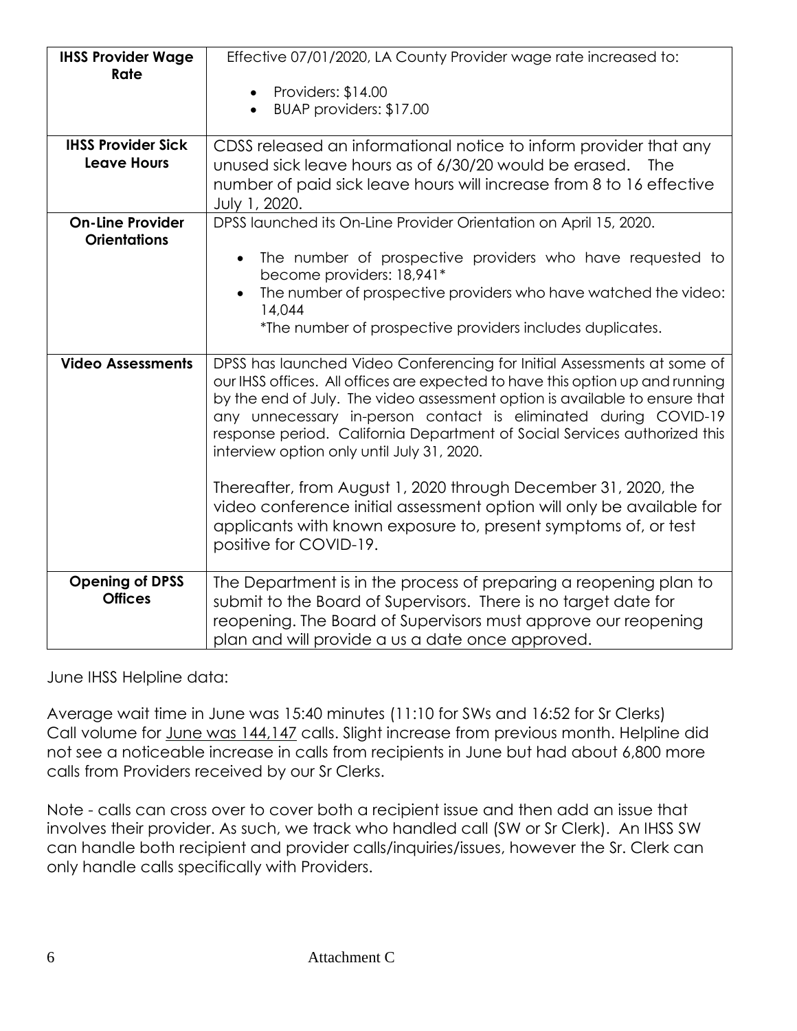| IHSS Provider Wage Rate | Effective 07/01/2020, LA County Provider wage rate increased to:<br>• Providers: $14.00<br>• BUAP providers: $17.00 |
|---|---|
| **IHSS Provider Sick Leave Hours** | CDSS released an informational notice to inform provider that any unused sick leave hours as of 6/30/20 would be erased. The number of paid sick leave hours will increase from 8 to 16 effective July 1, 2020. |
| **On-Line Provider Orientations** | DPSS launched its On-Line Provider Orientation on April 15, 2020.<br>• The number of prospective providers who have requested to become providers: 18,941*<br>• The number of prospective providers who have watched the video: 14,044<br>*The number of prospective providers includes duplicates. |
| **Video Assessments** | DPSS has launched Video Conferencing for Initial Assessments at some of our IHSS offices. All offices are expected to have this option up and running by the end of July. The video assessment option is available to ensure that any unnecessary in-person contact is eliminated during COVID-19 response period. California Department of Social Services authorized this interview option only until July 31, 2020.<br><br>Thereafter, from August 1, 2020 through December 31, 2020, the video conference initial assessment option will only be available for applicants with known exposure to, present symptoms of, or test positive for COVID-19. |
| **Opening of DPSS Offices** | The Department is in the process of preparing a reopening plan to submit to the Board of Supervisors. There is no target date for reopening. The Board of Supervisors must approve our reopening plan and will provide a us a date once approved. |

June IHSS Helpline data:

Average wait time in June was 15:40 minutes (11:10 for SWs and 16:52 for Sr Clerks)
Call volume for June was 144,147 calls. Slight increase from previous month. Helpline did not see a noticeable increase in calls from recipients in June but had about 6,800 more calls from Providers received by our Sr Clerks.

Note - calls can cross over to cover both a recipient issue and then add an issue that involves their provider. As such, we track who handled call (SW or Sr Clerk). An IHSS SW can handle both recipient and provider calls/inquiries/issues, however the Sr. Clerk can only handle calls specifically with Providers.

Attachment C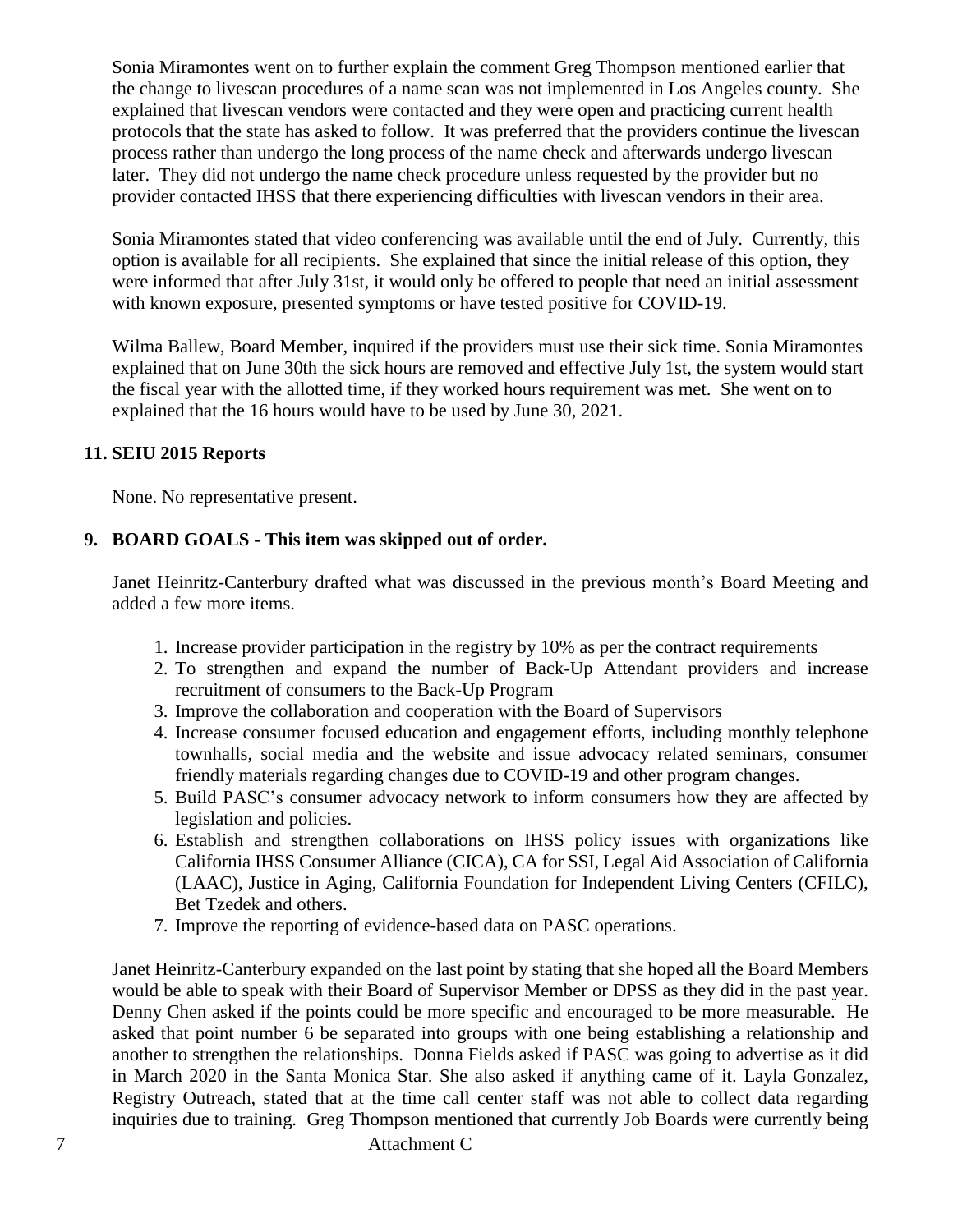Sonia Miramontes went on to further explain the comment Greg Thompson mentioned earlier that the change to livescan procedures of a name scan was not implemented in Los Angeles county. She explained that livescan vendors were contacted and they were open and practicing current health protocols that the state has asked to follow. It was preferred that the providers continue the livescan process rather than undergo the long process of the name check and afterwards undergo livescan later. They did not undergo the name check procedure unless requested by the provider but no provider contacted IHSS that there experiencing difficulties with livescan vendors in their area.

Sonia Miramontes stated that video conferencing was available until the end of July. Currently, this option is available for all recipients. She explained that since the initial release of this option, they were informed that after July 31st, it would only be offered to people that need an initial assessment with known exposure, presented symptoms or have tested positive for COVID-19.

Wilma Ballew, Board Member, inquired if the providers must use their sick time. Sonia Miramontes explained that on June 30th the sick hours are removed and effective July 1st, the system would start the fiscal year with the allotted time, if they worked hours requirement was met. She went on to explained that the 16 hours would have to be used by June 30, 2021.

**11. SEIU 2015 Reports**

None. No representative present.

**9. BOARD GOALS - This item was skipped out of order.**

Janet Heinritz-Canterbury drafted what was discussed in the previous month's Board Meeting and added a few more items.

1. Increase provider participation in the registry by 10% as per the contract requirements
2. To strengthen and expand the number of Back-Up Attendant providers and increase recruitment of consumers to the Back-Up Program
3. Improve the collaboration and cooperation with the Board of Supervisors
4. Increase consumer focused education and engagement efforts, including monthly telephone townhalls, social media and the website and issue advocacy related seminars, consumer friendly materials regarding changes due to COVID-19 and other program changes.
5. Build PASC's consumer advocacy network to inform consumers how they are affected by legislation and policies.
6. Establish and strengthen collaborations on IHSS policy issues with organizations like California IHSS Consumer Alliance (CICA), CA for SSI, Legal Aid Association of California (LAAC), Justice in Aging, California Foundation for Independent Living Centers (CFILC), Bet Tzedek and others.
7. Improve the reporting of evidence-based data on PASC operations.

Janet Heinritz-Canterbury expanded on the last point by stating that she hoped all the Board Members would be able to speak with their Board of Supervisor Member or DPSS as they did in the past year. Denny Chen asked if the points could be more specific and encouraged to be more measurable. He asked that point number 6 be separated into groups with one being establishing a relationship and another to strengthen the relationships. Donna Fields asked if PASC was going to advertise as it did in March 2020 in the Santa Monica Star. She also asked if anything came of it. Layla Gonzalez, Registry Outreach, stated that at the time call center staff was not able to collect data regarding inquiries due to training. Greg Thompson mentioned that currently Job Boards were currently being

Attachment C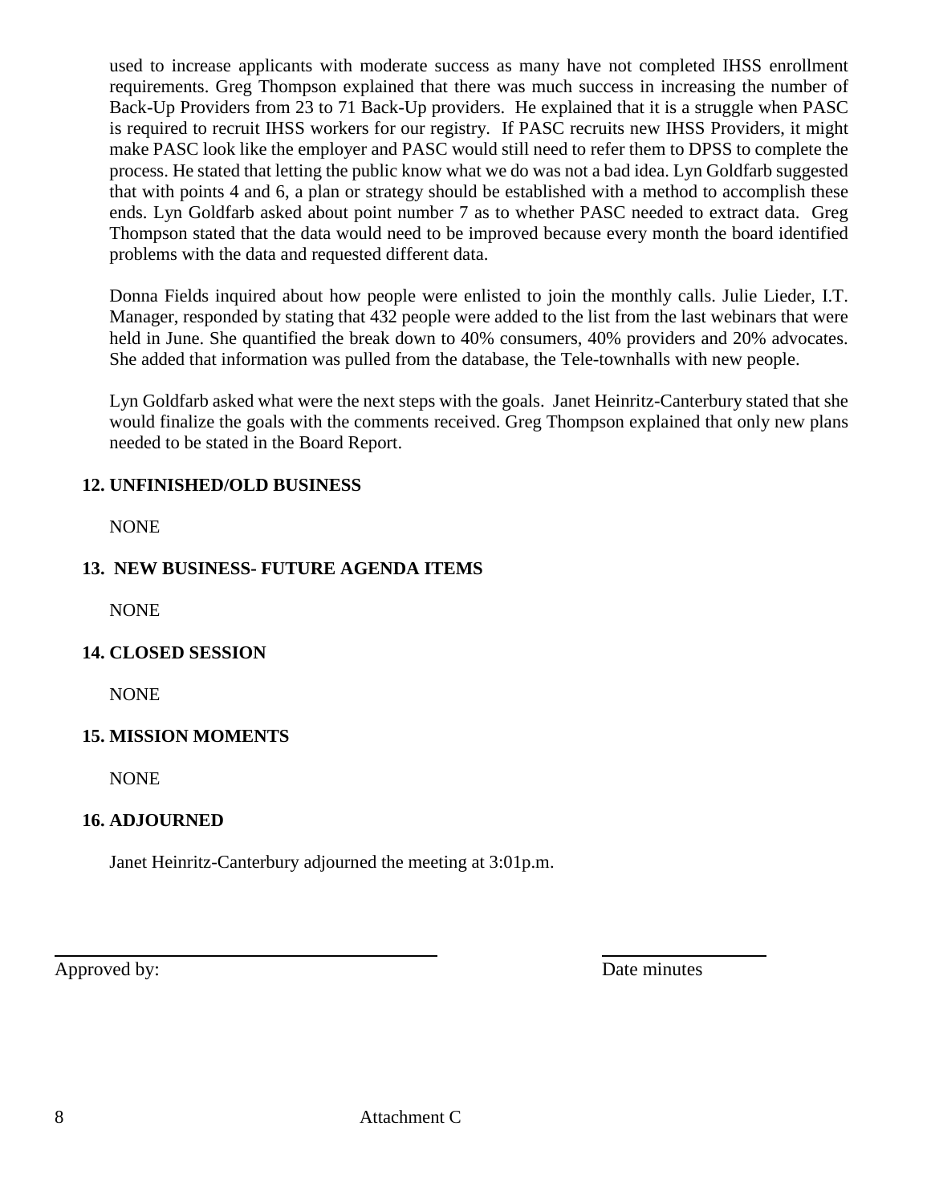used to increase applicants with moderate success as many have not completed IHSS enrollment requirements. Greg Thompson explained that there was much success in increasing the number of Back-Up Providers from 23 to 71 Back-Up providers. He explained that it is a struggle when PASC is required to recruit IHSS workers for our registry. If PASC recruits new IHSS Providers, it might make PASC look like the employer and PASC would still need to refer them to DPSS to complete the process. He stated that letting the public know what we do was not a bad idea. Lyn Goldfarb suggested that with points 4 and 6, a plan or strategy should be established with a method to accomplish these ends. Lyn Goldfarb asked about point number 7 as to whether PASC needed to extract data. Greg Thompson stated that the data would need to be improved because every month the board identified problems with the data and requested different data.

Donna Fields inquired about how people were enlisted to join the monthly calls. Julie Lieder, I.T. Manager, responded by stating that 432 people were added to the list from the last webinars that were held in June. She quantified the break down to 40% consumers, 40% providers and 20% advocates. She added that information was pulled from the database, the Tele-townhalls with new people.

Lyn Goldfarb asked what were the next steps with the goals. Janet Heinritz-Canterbury stated that she would finalize the goals with the comments received. Greg Thompson explained that only new plans needed to be stated in the Board Report.

**12. UNFINISHED/OLD BUSINESS**

NONE

**13. NEW BUSINESS- FUTURE AGENDA ITEMS**

NONE

**14. CLOSED SESSION**

NONE

**15. MISSION MOMENTS**

NONE

**16. ADJOURNED**

Janet Heinritz-Canterbury adjourned the meeting at 3:01p.m.

Approved by: ______________________ Date minutes ____________

Attachment C